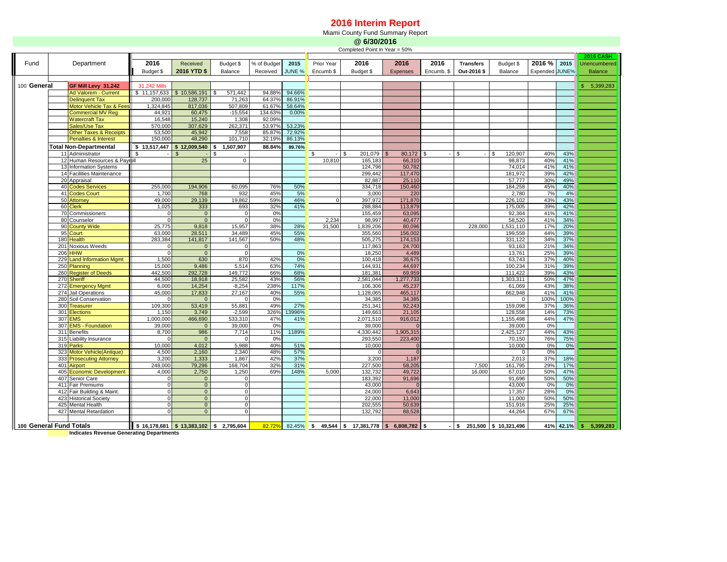# 2016 Interim Report

Miami County Fund Summary Report

**@ 6/30/2016**

Completed Point In Year = 50%

| Fund | Department | 2016 Budget $ | Received 2016 YTD $ | Budget $ Balance | % of Budget Received | 2015 JUNE % | Prior Year Encumb $ | 2016 Budget $ | 2016 Expenses | 2016 Encumb. $ | Transfers Out-2016 $ | Budget $ Balance | 2016 % Expended | 2015 JUNE% | 2016 CASH Unencumbered Balance |
|---|---|---|---|---|---|---|---|---|---|---|---|---|---|---|---|
| 100 General | GF Mill Levy 31.242 | 31.242 Mills | | | | | | | | | | | | | $ 5,399,283 |
| | Ad Valorem - Current | $ 11,157,633 | $ 10,586,191 | $ 571,442 | 94.88% | 94.66% | | | | | | | | | |
| | Delinquent Tax | 200,000 | 128,737 | 71,263 | 64.37% | 86.91% | | | | | | | | | |
| | Motor Vehicle Tax & Fees | 1,324,845 | 817,036 | 507,809 | 61.67% | 58.64% | | | | | | | | | |
| | Commercial MV Reg | 44,921 | 60,475 | -15,554 | 134.63% | 0.00% | | | | | | | | | |
| | Watercraft Tax | 16,548 | 15,240 | 1,308 | 92.09% | | | | | | | | | | |
| | Sales/Use Tax | 570,000 | 307,629 | 262,371 | 53.97% | 53.23% | | | | | | | | | |
| | Other Taxes & Receipts | 53,500 | 45,942 | 7,558 | 85.87% | 72.92% | | | | | | | | | |
| | Penalties & Interest | 150,000 | 48,290 | 101,710 | 32.19% | 86.13% | | | | | | | | | |
| | **Total Non-Departmental** | **$ 13,517,447** | **$ 12,009,540** | **$ 1,507,907** | **88.84%** | **89.76%** | | | | | | | | | |
| | 11 Administrator | $ - | $ - | $ - | | | $ - | $ 201,079 | $ 80,172 | $ - | $ - | $ 120,907 | 40% | 43% | |
| | 12 Human Resources & Payroll | | 25 | 0 | | | 10,810 | 165,183 | 66,310 | | | 98,873 | 40% | 41% | |
| | 13 Information Systems | | | | | | | 124,796 | 50,782 | | | 74,014 | 41% | 41% | |
| | 14 Facilities Maintenance | | | | | | | 299,442 | 117,470 | | | 181,972 | 39% | 42% | |
| | 20 Appraisal | | | | | | | 82,887 | 25,110 | | | 57,777 | 30% | 49% | |
| | 40 Codes Services | 255,000 | 194,906 | 60,095 | 76% | 50% | | 334,718 | 150,460 | | | 184,258 | 45% | 40% | |
| | 41 Codes Court | 1,700 | 768 | 932 | 45% | 5% | | 3,000 | 220 | | | 2,780 | 7% | 4% | |
| | 50 Attorney | 49,000 | 29,139 | 19,862 | 59% | 46% | 0 | 397,972 | 171,870 | | | 226,102 | 43% | 43% | |
| | 60 Clerk | 1,025 | 333 | 693 | 32% | 41% | | 288,884 | 113,879 | | | 175,005 | 39% | 42% | |
| | 70 Commissioners | 0 | 0 | 0 | 0% | | | 155,459 | 63,095 | | | 92,364 | 41% | 41% | |
| | 80 Counselor | 0 | 0 | 0 | 0% | | 2,234 | 98,997 | 40,477 | | | 58,520 | 41% | 34% | |
| | 90 County Wide | 25,775 | 9,818 | 15,957 | 38% | 28% | 31,500 | 1,839,206 | 80,096 | | 228,000 | 1,531,110 | 17% | 20% | |
| | 95 Court | 63,000 | 28,511 | 34,489 | 45% | 55% | | 355,560 | 156,002 | | | 199,558 | 44% | 39% | |
| | 180 Health | 283,384 | 141,817 | 141,567 | 50% | 48% | | 505,275 | 174,153 | | | 331,122 | 34% | 37% | |
| | 201 Noxious Weeds | 0 | 0 | 0 | | | | 117,863 | 24,700 | | | 93,163 | 21% | 34% | |
| | 206 HHW | 0 | 0 | 0 | | 0% | | 18,250 | 4,489 | | | 13,761 | 25% | 39% | |
| | 229 Land Information Mgmt | 1,500 | 630 | 870 | 42% | 0% | | 100,418 | 36,675 | | | 63,743 | 37% | 40% | |
| | 250 Planning | 15,000 | 9,486 | 5,514 | 63% | 74% | | 144,931 | 44,697 | | | 100,234 | 31% | 39% | |
| | 260 Register of Deeds | 442,500 | 292,728 | 149,772 | 66% | 68% | | 181,381 | 69,959 | | | 111,422 | 39% | 43% | |
| | 270 Sheriff | 44,500 | 18,918 | 25,582 | 43% | 56% | | 2,581,044 | 1,277,733 | | | 1,303,311 | 50% | 47% | |
| | 272 Emergency Mgmt | 6,000 | 14,254 | -8,254 | 238% | 117% | | 106,306 | 45,237 | | | 61,069 | 43% | 38% | |
| | 274 Jail Operations | 45,000 | 17,833 | 27,167 | 40% | 55% | | 1,128,065 | 465,117 | | | 662,948 | 41% | 41% | |
| | 280 Soil Conservation | 0 | 0 | 0 | 0% | | | 34,385 | 34,385 | | | 0 | 100% | 100% | |
| | 300 Treasurer | 109,300 | 53,419 | 55,881 | 49% | 27% | | 251,341 | 92,243 | | | 159,098 | 37% | 36% | |
| | 301 Elections | 1,150 | 3,749 | -2,599 | 326% | 13996% | | 149,663 | 21,105 | | | 128,558 | 14% | 73% | |
| | 307 EMS | 1,000,000 | 466,690 | 533,310 | 47% | 41% | | 2,071,510 | 916,012 | | | 1,155,498 | 44% | 47% | |
| | 307 EMS - Foundation | 39,000 | 0 | 39,000 | 0% | | | 39,000 | 0 | | | 39,000 | 0% | | |
| | 311 Benefits | 8,700 | 986 | 7,714 | 11% | 1189% | | 4,330,442 | 1,905,315 | | | 2,425,127 | 44% | 43% | |
| | 315 Liability Insurance | 0 | 0 | 0 | 0% | | | 293,550 | 223,400 | | | 70,150 | 76% | 75% | |
| | 319 Parks | 10,000 | 4,012 | 5,988 | 40% | 51% | | 10,000 | 0 | | | 10,000 | 0% | 0% | |
| | 323 Motor Vehicle(Antique) | 4,500 | 2,160 | 2,340 | 48% | 57% | | 0 | 0 | | | 0 | 0% | | |
| | 333 Prosecuting Attorney | 3,200 | 1,333 | 1,867 | 42% | 37% | | 3,200 | 1,187 | | | 2,013 | 37% | 18% | |
| | 401 Airport | 248,000 | 79,296 | 168,704 | 32% | 31% | | 227,500 | 58,205 | | 7,500 | 161,795 | 29% | 17% | |
| | 405 Economic Development | 4,000 | 2,750 | 1,250 | 69% | 148% | 5,000 | 132,732 | 49,722 | | 16,000 | 67,010 | 50% | 47% | |
| | 407 Senior Care | 0 | 0 | 0 | | | | 183,392 | 91,696 | | | 91,696 | 50% | 50% | |
| | 411 Fair Premiums | 0 | 0 | 0 | | | | 43,000 | 0 | | | 43,000 | 0% | 0% | |
| | 412 Fair Building & Maint. | 0 | 0 | 0 | | | | 24,000 | 6,643 | | | 17,357 | 28% | 0% | |
| | 423 Historical Society | 0 | 0 | 0 | | | | 22,000 | 11,000 | | | 11,000 | 50% | 50% | |
| | 425 Mental Health | 0 | 0 | 0 | | | | 202,555 | 50,639 | | | 151,916 | 25% | 25% | |
| | 427 Mental Retardation | 0 | 0 | 0 | | | | 132,792 | 88,528 | | | 44,264 | 67% | 67% | |
| **100 General Fund Totals** | | **$ 16,178,681** | **$ 13,383,102** | **$ 2,795,604** | **82.72%** | **82.45%** | **$ 49,544** | **$ 17,381,778** | **$ 6,808,782** | **$ -** | **$ 251,500** | **$ 10,321,496** | **41%** | **42.1%** | **$ 5,399,283** |

**Indicates Revenue Generating Departments**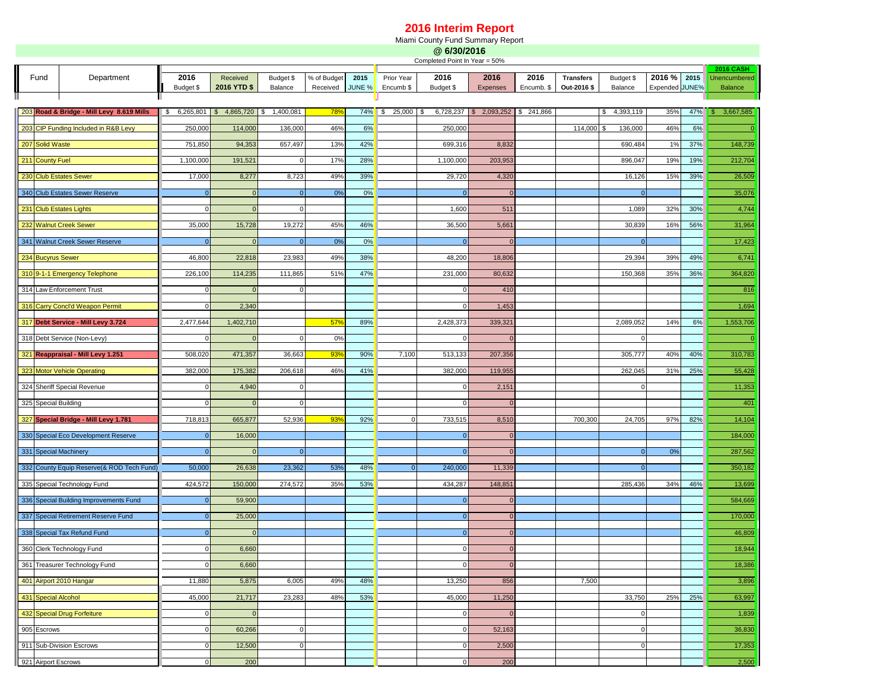# 2016 Interim Report

Miami County Fund Summary Report

**@ 6/30/2016**

Completed Point In Year = 50%

| Fund | Department | 2016 Budget $ | Received 2016 YTD $ | Budget $ Balance | % of Budget Received | 2015 JUNE % | Prior Year Encumb $ | 2016 Budget $ | 2016 Expenses | 2016 Encumb. $ | Transfers Out-2016 $ | Budget $ Balance | 2016 % Expended | 2015 JUNE% | 2016 CASH Unencumbered Balance |
|---|---|---|---|---|---|---|---|---|---|---|---|---|---|---|---|
| 203 | **Road & Bridge - Mill Levy 8.619 Mills** | $ 6,265,801 | $ 4,865,720 | $ 1,400,081 | 78% | 74% | $ 25,000 | $ 6,728,237 | $ 2,093,252 | $ 241,866 | | $ 4,393,119 | 35% | 47% | $ 3,667,585 |
| 203 | CIP Funding Included in R&B Levy | 250,000 | 114,000 | 136,000 | 46% | 6% | | 250,000 | | | 114,000 | $ 136,000 | 46% | 6% | 0 |
| 207 | Solid Waste | 751,850 | 94,353 | 657,497 | 13% | 42% | | 699,316 | 8,832 | | | 690,484 | 1% | 37% | 148,739 |
| 211 | County Fuel | 1,100,000 | 191,521 | 0 | 17% | 28% | | 1,100,000 | 203,953 | | | 896,047 | 19% | 19% | 212,704 |
| 230 | Club Estates Sewer | 17,000 | 8,277 | 8,723 | 49% | 39% | | 29,720 | 4,320 | | | 16,126 | 15% | 39% | 26,509 |
| 340 | Club Estates Sewer Reserve | 0 | 0 | 0 | 0% | 0% | | 0 | 0 | | | 0 | | | 35,076 |
| 231 | Club Estates Lights | 0 | 0 | 0 | | | | 1,600 | 511 | | | 1,089 | 32% | 30% | 4,744 |
| 232 | Walnut Creek Sewer | 35,000 | 15,728 | 19,272 | 45% | 46% | | 36,500 | 5,661 | | | 30,839 | 16% | 56% | 31,964 |
| 341 | Walnut Creek Sewer Reserve | 0 | 0 | 0 | 0% | 0% | | 0 | 0 | | | 0 | | | 17,423 |
| 234 | Bucyrus Sewer | 46,800 | 22,818 | 23,983 | 49% | 38% | | 48,200 | 18,806 | | | 29,394 | 39% | 49% | 6,741 |
| 310 | 9-1-1 Emergency Telephone | 226,100 | 114,235 | 111,865 | 51% | 47% | | 231,000 | 80,632 | | | 150,368 | 35% | 36% | 364,820 |
| 314 | Law Enforcement Trust | 0 | 0 | 0 | | | | 0 | 410 | | | | | | 816 |
| 316 | Carry Concl'd Weapon Permit | 0 | 2,340 | | | | | 0 | 1,453 | | | | | | 1,694 |
| 317 | **Debt Service - Mill Levy 3.724** | 2,477,644 | 1,402,710 | | 57% | 89% | | 2,428,373 | 339,321 | | | 2,089,052 | 14% | 6% | 1,553,706 |
| 318 | Debt Service (Non-Levy) | 0 | 0 | 0 | 0% | | | 0 | 0 | | | 0 | | | 0 |
| 321 | **Reappraisal - Mill Levy 1.251** | 508,020 | 471,357 | 36,663 | 93% | 90% | 7,100 | 513,133 | 207,356 | | | 305,777 | 40% | 40% | 310,783 |
| 323 | Motor Vehicle Operating | 382,000 | 175,382 | 206,618 | 46% | 41% | | 382,000 | 119,955 | | | 262,045 | 31% | 25% | 55,428 |
| 324 | Sheriff Special Revenue | 0 | 4,940 | 0 | | | | 0 | 2,151 | | | 0 | | | 11,353 |
| 325 | Special Building | 0 | 0 | 0 | | | | 0 | 0 | | | | | | 401 |
| 327 | **Special Bridge - Mill Levy 1.781** | 718,813 | 665,877 | 52,936 | 93% | 92% | 0 | 733,515 | 8,510 | | 700,300 | 24,705 | 97% | 82% | 14,104 |
| 330 | Special Eco Development Reserve | 0 | 16,000 | | | | | 0 | 0 | | | | | | 184,000 |
| 331 | Special Machinery | 0 | 0 | 0 | | | | 0 | 0 | | | 0 | 0% | | 287,562 |
| 332 | County Equip Reserve(& ROD Tech Fund) | 50,000 | 26,638 | 23,362 | 53% | 48% | 0 | 240,000 | 11,339 | | | 0 | | | 350,182 |
| 335 | Special Technology Fund | 424,572 | 150,000 | 274,572 | 35% | 53% | | 434,287 | 148,851 | | | 285,436 | 34% | 46% | 13,699 |
| 336 | Special Building Improvements Fund | 0 | 59,900 | | | | | 0 | 0 | | | | | | 584,669 |
| 337 | Special Retirement Reserve Fund | 0 | 25,000 | | | | | 0 | 0 | | | | | | 170,000 |
| 338 | Special Tax Refund Fund | 0 | 0 | | | | | 0 | 0 | | | | | | 46,809 |
| 360 | Clerk Technology Fund | 0 | 6,660 | | | | | 0 | 0 | | | | | | 18,944 |
| 361 | Treasurer Technology Fund | 0 | 6,660 | | | | | 0 | 0 | | | | | | 18,386 |
| 401 | Airport 2010 Hangar | 11,880 | 5,875 | 6,005 | 49% | 48% | | 13,250 | 856 | | 7,500 | | | | 3,896 |
| 431 | Special Alcohol | 45,000 | 21,717 | 23,283 | 48% | 53% | | 45,000 | 11,250 | | | 33,750 | 25% | 25% | 63,997 |
| 432 | Special Drug Forfeiture | 0 | 0 | | | | | 0 | 0 | | | 0 | | | 1,839 |
| 905 | Escrows | 0 | 60,266 | 0 | | | | 0 | 52,163 | | | 0 | | | 36,830 |
| 911 | Sub-Division Escrows | 0 | 12,500 | 0 | | | | 0 | 2,500 | | | 0 | | | 17,353 |
| 921 | Airport Escrows | 0 | 200 | | | | | 0 | 200 | | | | | | 2,500 |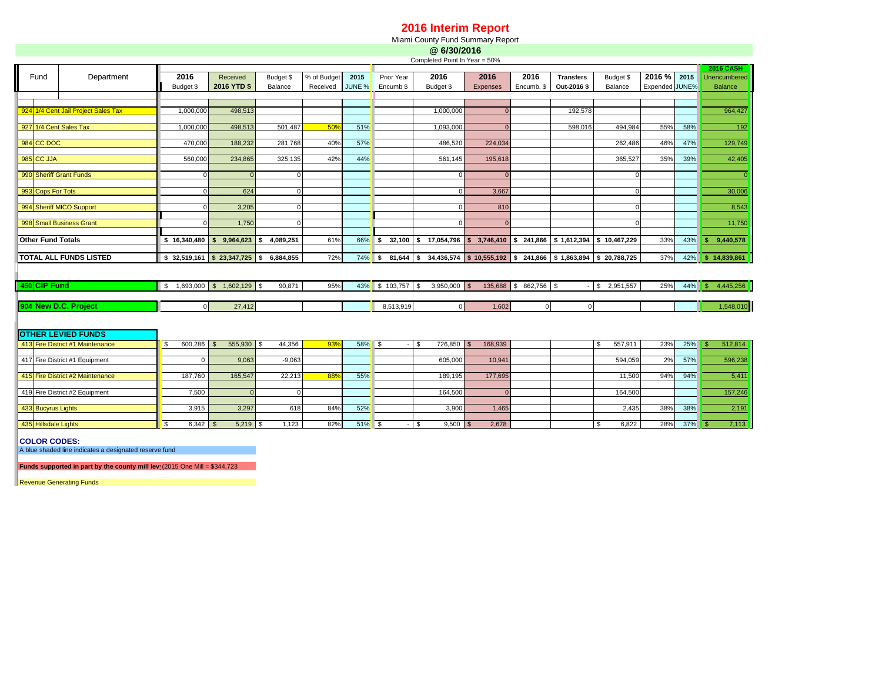# 2016 Interim Report

Miami County Fund Summary Report

**@ 6/30/2016**

Completed Point In Year = 50%

| Fund | Department | 2016 Budget $ | Received 2016 YTD $ | Budget $ Balance | % of Budget Received | 2015 JUNE % | Prior Year Encumb $ | 2016 Budget $ | 2016 Expenses | 2016 Encumb. $ | Transfers Out-2016 $ | Budget $ Balance | 2016 % Expended | 2015 JUNE% | 2016 CASH Unencumbered Balance |
|---|---|---|---|---|---|---|---|---|---|---|---|---|---|---|---|
| 924 | 1/4 Cent Jail Project Sales Tax | 1,000,000 | 498,513 | | | | | 1,000,000 | 0 | | 192,578 | | | | 964,427 |
| 927 | 1/4 Cent Sales Tax | 1,000,000 | 498,513 | 501,487 | 50% | 51% | | 1,093,000 | 0 | | 598,016 | 494,984 | 55% | 58% | 192 |
| 984 | CC DOC | 470,000 | 188,232 | 281,768 | 40% | 57% | | 486,520 | 224,034 | | | 262,486 | 46% | 47% | 129,749 |
| 985 | CC JJA | 560,000 | 234,865 | 325,135 | 42% | 44% | | 561,145 | 195,618 | | | 365,527 | 35% | 39% | 42,405 |
| 990 | Sheriff Grant Funds | 0 | 0 | 0 | | | | 0 | 0 | | | 0 | | | 0 |
| 993 | Cops For Tots | 0 | 624 | 0 | | | | 0 | 3,667 | | | 0 | | | 30,006 |
| 994 | Sheriff MICO Support | 0 | 3,205 | 0 | | | | 0 | 810 | | | 0 | | | 8,543 |
| 998 | Small Business Grant | 0 | 1,750 | 0 | | | | 0 | 0 | | | 0 | | | 11,750 |
| **Other Fund Totals** | | **$ 16,340,480** | **$ 9,964,623** | **$ 4,089,251** | 61% | 66% | **$ 32,100** | **$ 17,054,796** | **$ 3,746,410** | **$ 241,866** | **$ 1,612,394** | **$ 10,467,229** | 33% | 43% | **$ 9,440,578** |
| **TOTAL ALL FUNDS LISTED** | | **$ 32,519,161** | **$ 23,347,725** | **$ 6,884,855** | 72% | 74% | **$ 81,644** | **$ 34,436,574** | **$ 10,555,192** | **$ 241,866** | **$ 1,863,894** | **$ 20,788,725** | 37% | 42% | **$ 14,839,861** |
| **450** | **CIP Fund** | $ 1,693,000 | $ 1,602,129 | $ 90,871 | 95% | 43% | $ 103,757 | $ 3,950,000 | $ 135,688 | $ 862,756 | $ - | $ 2,951,557 | 25% | 44% | $ 4,445,256 |
| **904** | **New D.C. Project** | 0 | 27,412 | | | | 8,513,919 | 0 | 1,602 | 0 | 0 | | | | 1,548,010 |
| **OTHER LEVIED FUNDS** | | | | | | | | | | | | | | | |
| 413 | Fire District #1 Maintenance | $ 600,286 | $ 555,930 | $ 44,356 | 93% | 58% | $ - | $ 726,850 | $ 168,939 | | | $ 557,911 | 23% | 25% | $ 512,814 |
| 417 | Fire District #1 Equipment | 0 | 9,063 | -9,063 | | | | 605,000 | 10,941 | | | 594,059 | 2% | 57% | 596,238 |
| 415 | Fire District #2 Maintenance | 187,760 | 165,547 | 22,213 | 88% | 55% | | 189,195 | 177,695 | | | 11,500 | 94% | 94% | 5,411 |
| 419 | Fire District #2 Equipment | 7,500 | 0 | 0 | | | | 164,500 | 0 | | | 164,500 | | | 157,246 |
| 433 | Bucyrus Lights | 3,915 | 3,297 | 618 | 84% | 52% | | 3,900 | 1,465 | | | 2,435 | 38% | 38% | 2,191 |
| 435 | Hillsdale Lights | $ 6,342 | $ 5,219 | $ 1,123 | 82% | 51% | $ - | $ 9,500 | $ 2,678 | | | $ 6,822 | 28% | 37% | $ 7,113 |

**COLOR CODES:**

A blue shaded line indicates a designated reserve fund

**Funds supported in part by the county mill levy** (2015 One Mill = $344,723

Revenue Generating Funds